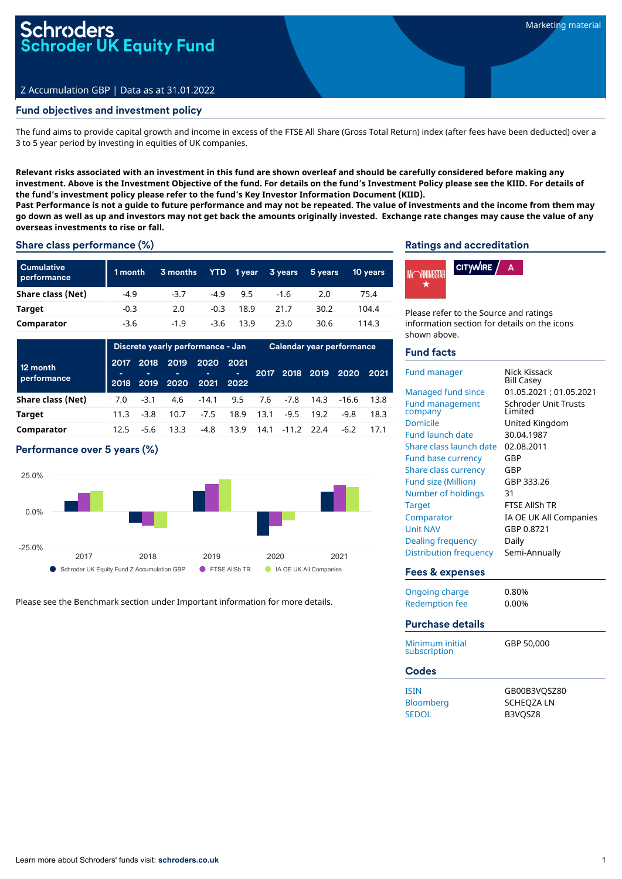# Schroders
# Schroder UK Equity Fund

Marketing material

Z Accumulation GBP | Data as at 31.01.2022

## Fund objectives and investment policy

The fund aims to provide capital growth and income in excess of the FTSE All Share (Gross Total Return) index (after fees have been deducted) over a 3 to 5 year period by investing in equities of UK companies.

**Relevant risks associated with an investment in this fund are shown overleaf and should be carefully considered before making any investment. Above is the Investment Objective of the fund. For details on the fund's Investment Policy please see the KIID. For details of the fund's investment policy please refer to the fund's Key Investor Information Document (KIID).**
**Past Performance is not a guide to future performance and may not be repeated. The value of investments and the income from them may go down as well as up and investors may not get back the amounts originally invested. Exchange rate changes may cause the value of any overseas investments to rise or fall.**

## Share class performance (%)

| Cumulative performance | 1 month | 3 months | YTD | 1 year | 3 years | 5 years | 10 years |
|---|---|---|---|---|---|---|---|
| Share class (Net) | -4.9 | -3.7 | -4.9 | 9.5 | -1.6 | 2.0 | 75.4 |
| Target | -0.3 | 2.0 | -0.3 | 18.9 | 21.7 | 30.2 | 104.4 |
| Comparator | -3.6 | -1.9 | -3.6 | 13.9 | 23.0 | 30.6 | 114.3 |

| 12 month performance | Discrete yearly performance - Jan | | | | | Calendar year performance | | | | |
|---|---|---|---|---|---|---|---|---|---|---|
| | 2017 - 2018 | 2018 - 2019 | 2019 - 2020 | 2020 - 2021 | 2021 - 2022 | 2017 | 2018 | 2019 | 2020 | 2021 |
| Share class (Net) | 7.0 | -3.1 | 4.6 | -14.1 | 9.5 | 7.6 | -7.8 | 14.3 | -16.6 | 13.8 |
| Target | 11.3 | -3.8 | 10.7 | -7.5 | 18.9 | 13.1 | -9.5 | 19.2 | -9.8 | 18.3 |
| Comparator | 12.5 | -5.6 | 13.3 | -4.8 | 13.9 | 14.1 | -11.2 | 22.4 | -6.2 | 17.1 |

## Performance over 5 years (%)

Legend: Schroder UK Equity Fund Z Accumulation GBP; FTSE AllSh TR; IA OE UK All Companies

Please see the Benchmark section under Important information for more details.

## Ratings and accreditation

Please refer to the Source and ratings information section for details on the icons shown above.

## Fund facts

| | |
|---|---|
| Fund manager | Nick Kissack<br>Bill Casey |
| Managed fund since | 01.05.2021 ; 01.05.2021 |
| Fund management company | Schroder Unit Trusts Limited |
| Domicile | United Kingdom |
| Fund launch date | 30.04.1987 |
| Share class launch date | 02.08.2011 |
| Fund base currency | GBP |
| Share class currency | GBP |
| Fund size (Million) | GBP 333.26 |
| Number of holdings | 31 |
| Target | FTSE AllSh TR |
| Comparator | IA OE UK All Companies |
| Unit NAV | GBP 0.8721 |
| Dealing frequency | Daily |
| Distribution frequency | Semi-Annually |

## Fees & expenses

| | |
|---|---|
| Ongoing charge | 0.80% |
| Redemption fee | 0.00% |

## Purchase details

| | |
|---|---|
| Minimum initial subscription | GBP 50,000 |

## Codes

| | |
|---|---|
| ISIN | GB00B3VQSZ80 |
| Bloomberg | SCHEQZA LN |
| SEDOL | B3VQSZ8 |

Learn more about Schroders' funds visit: **schroders.co.uk**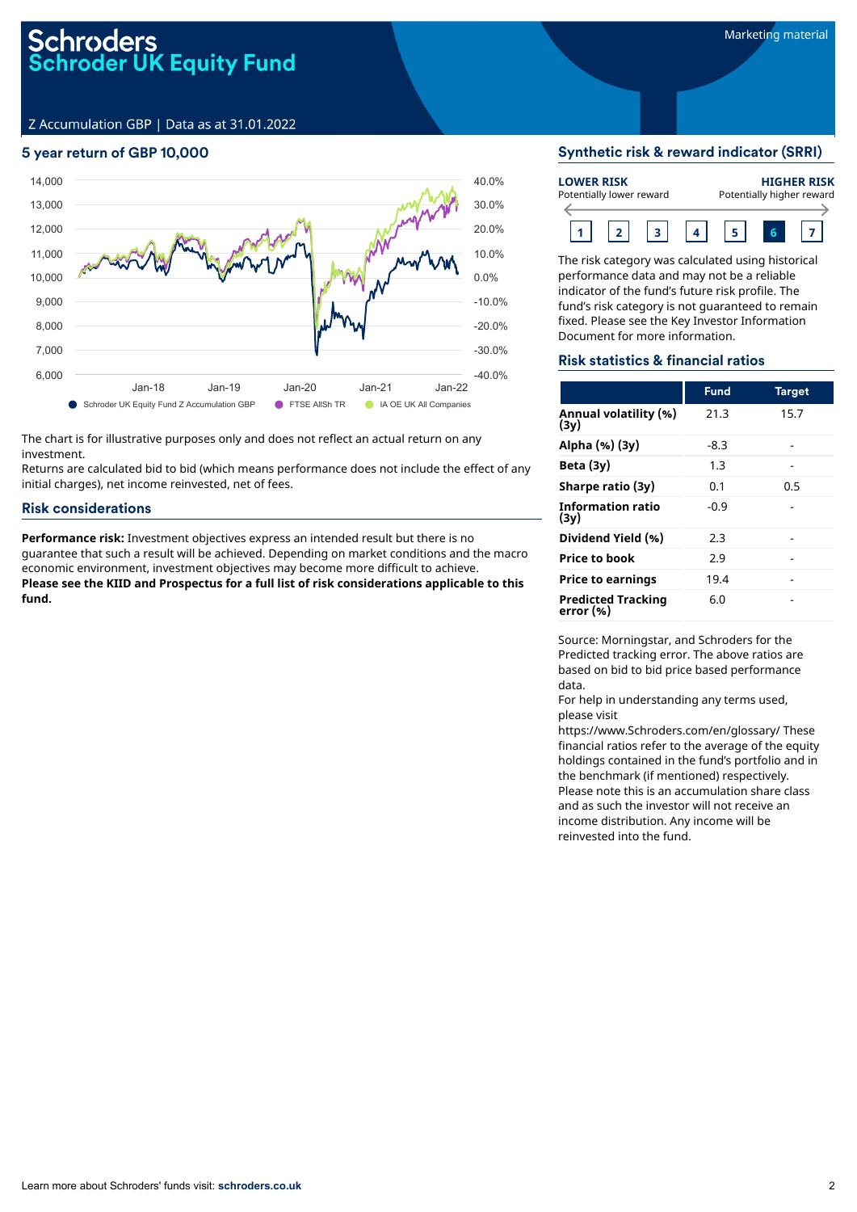# Schroders
# Schroder UK Equity Fund

Marketing material

Z Accumulation GBP | Data as at 31.01.2022

## 5 year return of GBP 10,000

14,000 | 13,000 | 12,000 | 11,000 | 10,000 | 9,000 | 8,000 | 7,000 | 6,000

40.0% | 30.0% | 20.0% | 10.0% | 0.0% | -10.0% | -20.0% | -30.0% | -40.0%

Jan-18 | Jan-19 | Jan-20 | Jan-21 | Jan-22

Schroder UK Equity Fund Z Accumulation GBP | FTSE AllSh TR | IA OE UK All Companies

The chart is for illustrative purposes only and does not reflect an actual return on any investment.
Returns are calculated bid to bid (which means performance does not include the effect of any initial charges), net income reinvested, net of fees.

## Risk considerations

**Performance risk:** Investment objectives express an intended result but there is no guarantee that such a result will be achieved. Depending on market conditions and the macro economic environment, investment objectives may become more difficult to achieve.
**Please see the KIID and Prospectus for a full list of risk considerations applicable to this fund.**

## Synthetic risk & reward indicator (SRRI)

**LOWER RISK**
Potentially lower reward

**HIGHER RISK**
Potentially higher reward

1 | 2 | 3 | 4 | 5 | **6** | 7

The risk category was calculated using historical performance data and may not be a reliable indicator of the fund's future risk profile. The fund's risk category is not guaranteed to remain fixed. Please see the Key Investor Information Document for more information.

## Risk statistics & financial ratios

| | Fund | Target |
|---|---|---|
| **Annual volatility (%) (3y)** | 21.3 | 15.7 |
| **Alpha (%) (3y)** | -8.3 | - |
| **Beta (3y)** | 1.3 | - |
| **Sharpe ratio (3y)** | 0.1 | 0.5 |
| **Information ratio (3y)** | -0.9 | - |
| **Dividend Yield (%)** | 2.3 | - |
| **Price to book** | 2.9 | - |
| **Price to earnings** | 19.4 | - |
| **Predicted Tracking error (%)** | 6.0 | - |

Source: Morningstar, and Schroders for the Predicted tracking error. The above ratios are based on bid to bid price based performance data.
For help in understanding any terms used, please visit https://www.Schroders.com/en/glossary/ These financial ratios refer to the average of the equity holdings contained in the fund's portfolio and in the benchmark (if mentioned) respectively.
Please note this is an accumulation share class and as such the investor will not receive an income distribution. Any income will be reinvested into the fund.

Learn more about Schroders' funds visit: **schroders.co.uk**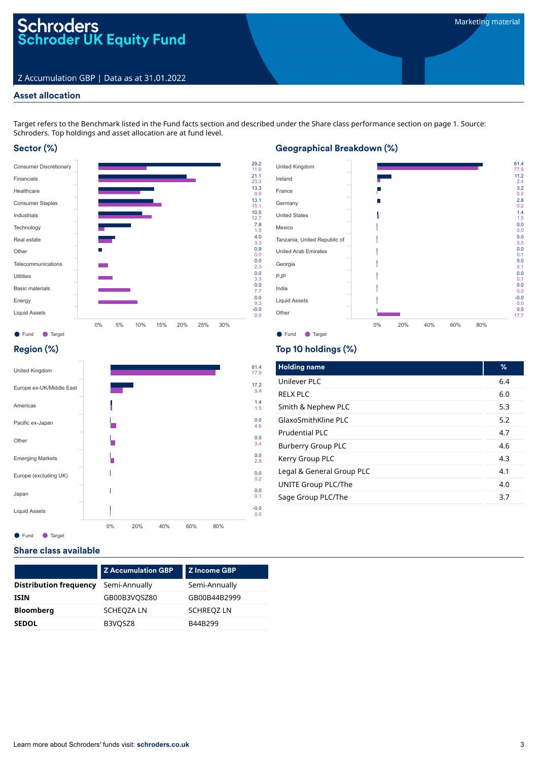# Schroders
# Schroder UK Equity Fund

Marketing material

Z Accumulation GBP | Data as at 31.01.2022

## Asset allocation

Target refers to the Benchmark listed in the Fund facts section and described under the Share class performance section on page 1. Source: Schroders. Top holdings and asset allocation are at fund level.

### Sector (%)

| Sector | Fund | Target |
|---|---|---|
| Consumer Discretionary | 29.2 | 11.6 |
| Financials | 21.1 | 23.3 |
| Healthcare | 13.3 | 9.9 |
| Consumer Staples | 13.1 | 15.1 |
| Industrials | 10.5 | 12.7 |
| Technology | 7.8 | 1.5 |
| Real estate | 4.0 | 3.3 |
| Other | 0.9 | 0.0 |
| Telecommunications | 0.0 | 2.3 |
| Utilities | 0.0 | 3.3 |
| Basic materials | 0.0 | 7.7 |
| Energy | 0.0 | 9.3 |
| Liquid Assets | -0.0 | 0.0 |

### Geographical Breakdown (%)

| Country | Fund | Target |
|---|---|---|
| United Kingdom | 81.4 | 77.9 |
| Ireland | 11.2 | 2.4 |
| France | 3.2 | 0.0 |
| Germany | 2.8 | 0.2 |
| United States | 1.4 | 1.5 |
| Mexico | 0.0 | 0.0 |
| Tanzania, United Republic of | 0.0 | 0.0 |
| United Arab Emirates | 0.0 | 0.1 |
| Georgia | 0.0 | 0.1 |
| PJP | 0.0 | 0.1 |
| India | 0.0 | 0.0 |
| Liquid Assets | -0.0 | 0.0 |
| Other | 0.0 | 17.7 |

### Region (%)

| Region | Fund | Target |
|---|---|---|
| United Kingdom | 81.4 | 77.9 |
| Europe ex-UK/Middle East | 17.2 | 9.4 |
| Americas | 1.4 | 1.5 |
| Pacific ex-Japan | 0.0 | 4.6 |
| Other | 0.0 | 3.4 |
| Emerging Markets | 0.0 | 2.8 |
| Europe (excluding UK) | 0.0 | 0.2 |
| Japan | 0.0 | 0.1 |
| Liquid Assets | -0.0 | 0.0 |

### Top 10 holdings (%)

| Holding name | % |
|---|---|
| Unilever PLC | 6.4 |
| RELX PLC | 6.0 |
| Smith & Nephew PLC | 5.3 |
| GlaxoSmithKline PLC | 5.2 |
| Prudential PLC | 4.7 |
| Burberry Group PLC | 4.6 |
| Kerry Group PLC | 4.3 |
| Legal & General Group PLC | 4.1 |
| UNITE Group PLC/The | 4.0 |
| Sage Group PLC/The | 3.7 |

## Share class available

| | Z Accumulation GBP | Z Income GBP |
|---|---|---|
| **Distribution frequency** | Semi-Annually | Semi-Annually |
| **ISIN** | GB00B3VQSZ80 | GB00B44B2999 |
| **Bloomberg** | SCHEQZA LN | SCHREQZ LN |
| **SEDOL** | B3VQSZ8 | B44B299 |

Learn more about Schroders' funds visit: **schroders.co.uk**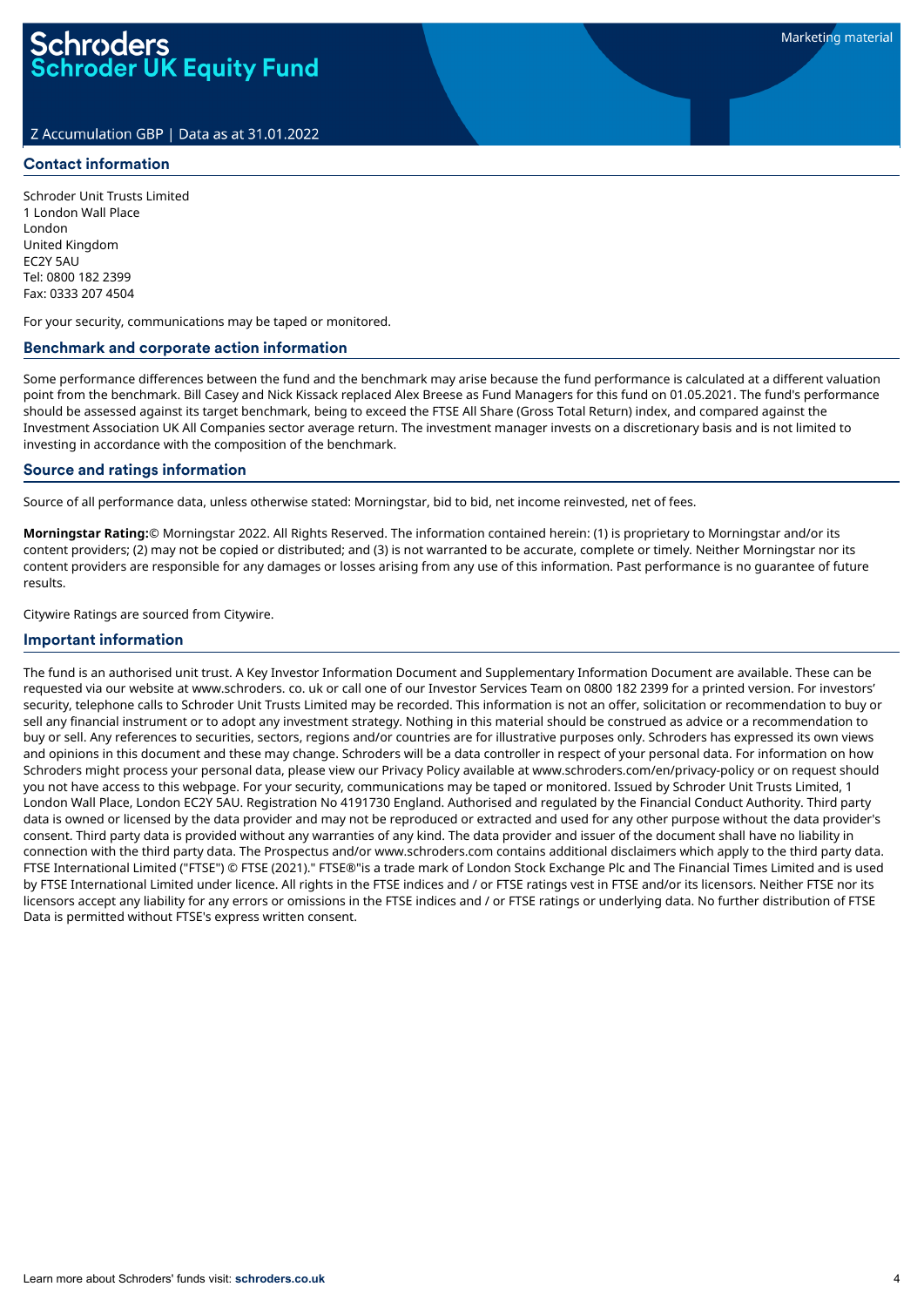# Schroders
# Schroder UK Equity Fund

Marketing material

Z Accumulation GBP | Data as at 31.01.2022

## Contact information

Schroder Unit Trusts Limited
1 London Wall Place
London
United Kingdom
EC2Y 5AU
Tel: 0800 182 2399
Fax: 0333 207 4504

For your security, communications may be taped or monitored.

## Benchmark and corporate action information

Some performance differences between the fund and the benchmark may arise because the fund performance is calculated at a different valuation point from the benchmark. Bill Casey and Nick Kissack replaced Alex Breese as Fund Managers for this fund on 01.05.2021. The fund's performance should be assessed against its target benchmark, being to exceed the FTSE All Share (Gross Total Return) index, and compared against the Investment Association UK All Companies sector average return. The investment manager invests on a discretionary basis and is not limited to investing in accordance with the composition of the benchmark.

## Source and ratings information

Source of all performance data, unless otherwise stated: Morningstar, bid to bid, net income reinvested, net of fees.

**Morningstar Rating:**© Morningstar 2022. All Rights Reserved. The information contained herein: (1) is proprietary to Morningstar and/or its content providers; (2) may not be copied or distributed; and (3) is not warranted to be accurate, complete or timely. Neither Morningstar nor its content providers are responsible for any damages or losses arising from any use of this information. Past performance is no guarantee of future results.

Citywire Ratings are sourced from Citywire.

## Important information

The fund is an authorised unit trust. A Key Investor Information Document and Supplementary Information Document are available. These can be requested via our website at www.schroders. co. uk or call one of our Investor Services Team on 0800 182 2399 for a printed version. For investors' security, telephone calls to Schroder Unit Trusts Limited may be recorded. This information is not an offer, solicitation or recommendation to buy or sell any financial instrument or to adopt any investment strategy. Nothing in this material should be construed as advice or a recommendation to buy or sell. Any references to securities, sectors, regions and/or countries are for illustrative purposes only. Schroders has expressed its own views and opinions in this document and these may change. Schroders will be a data controller in respect of your personal data. For information on how Schroders might process your personal data, please view our Privacy Policy available at www.schroders.com/en/privacy-policy or on request should you not have access to this webpage. For your security, communications may be taped or monitored. Issued by Schroder Unit Trusts Limited, 1 London Wall Place, London EC2Y 5AU. Registration No 4191730 England. Authorised and regulated by the Financial Conduct Authority. Third party data is owned or licensed by the data provider and may not be reproduced or extracted and used for any other purpose without the data provider's consent. Third party data is provided without any warranties of any kind. The data provider and issuer of the document shall have no liability in connection with the third party data. The Prospectus and/or www.schroders.com contains additional disclaimers which apply to the third party data. FTSE International Limited ("FTSE") © FTSE (2021)." FTSE®"is a trade mark of London Stock Exchange Plc and The Financial Times Limited and is used by FTSE International Limited under licence. All rights in the FTSE indices and / or FTSE ratings vest in FTSE and/or its licensors. Neither FTSE nor its licensors accept any liability for any errors or omissions in the FTSE indices and / or FTSE ratings or underlying data. No further distribution of FTSE Data is permitted without FTSE's express written consent.

Learn more about Schroders' funds visit: **schroders.co.uk**